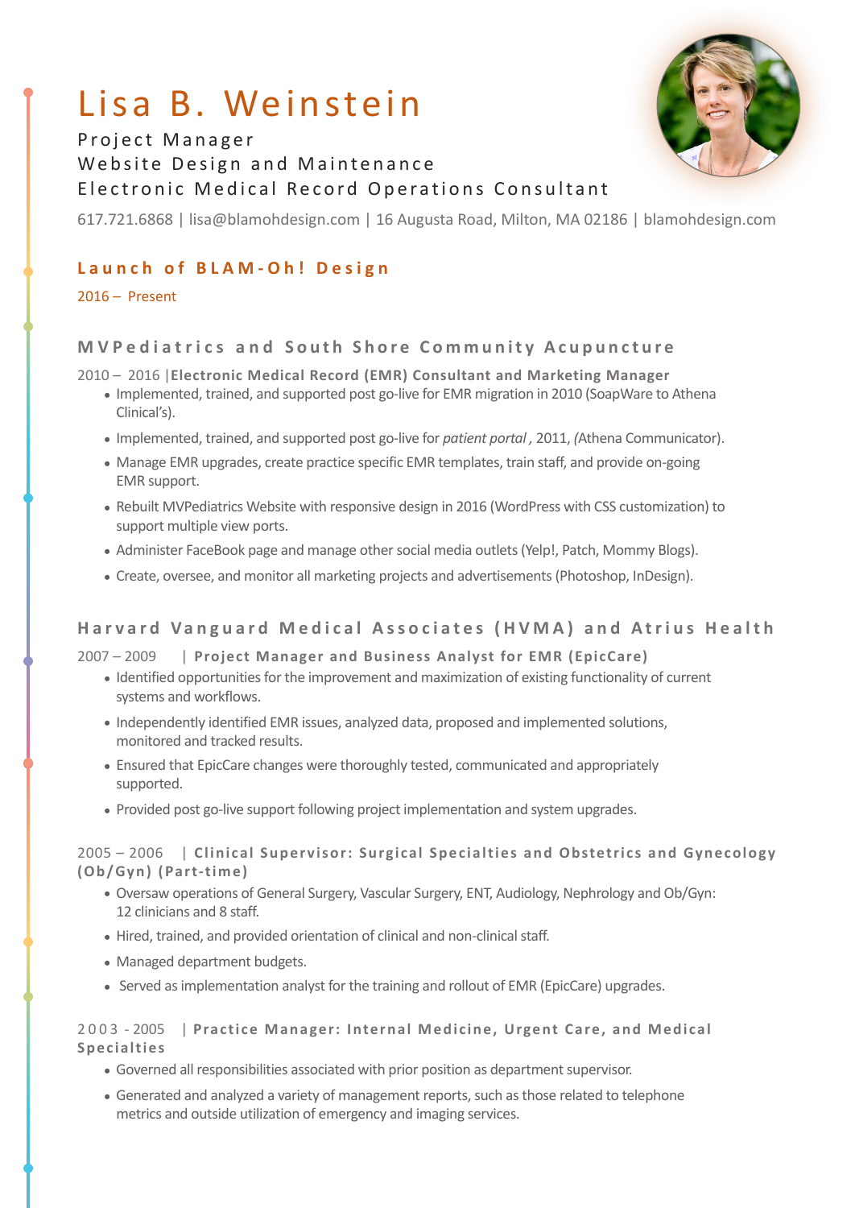# Lisa B. Weinstein

Project Manager
Website Design and Maintenance
Electronic Medical Record Operations Consultant

617.721.6868 | lisa@blamohdesign.com | 16 Augusta Road, Milton, MA 02186 | blamohdesign.com

## Launch of BLAM-Oh! Design

2016 – Present

## MVPediatrics and South Shore Community Acupuncture

2010 – 2016 | **Electronic Medical Record (EMR) Consultant and Marketing Manager**

- Implemented, trained, and supported post go-live for EMR migration in 2010 (SoapWare to Athena Clinical's).
- Implemented, trained, and supported post go-live for *patient portal*, 2011, (Athena Communicator).
- Manage EMR upgrades, create practice specific EMR templates, train staff, and provide on-going EMR support.
- Rebuilt MVPediatrics Website with responsive design in 2016 (WordPress with CSS customization) to support multiple view ports.
- Administer FaceBook page and manage other social media outlets (Yelp!, Patch, Mommy Blogs).
- Create, oversee, and monitor all marketing projects and advertisements (Photoshop, InDesign).

## Harvard Vanguard Medical Associates (HVMA) and Atrius Health

2007 – 2009 | **Project Manager and Business Analyst for EMR (EpicCare)**

- Identified opportunities for the improvement and maximization of existing functionality of current systems and workflows.
- Independently identified EMR issues, analyzed data, proposed and implemented solutions, monitored and tracked results.
- Ensured that EpicCare changes were thoroughly tested, communicated and appropriately supported.
- Provided post go-live support following project implementation and system upgrades.

2005 – 2006 | **Clinical Supervisor: Surgical Specialties and Obstetrics and Gynecology (Ob/Gyn) (Part-time)**

- Oversaw operations of General Surgery, Vascular Surgery, ENT, Audiology, Nephrology and Ob/Gyn: 12 clinicians and 8 staff.
- Hired, trained, and provided orientation of clinical and non-clinical staff.
- Managed department budgets.
- Served as implementation analyst for the training and rollout of EMR (EpicCare) upgrades.

2003 - 2005 | **Practice Manager: Internal Medicine, Urgent Care, and Medical Specialties**

- Governed all responsibilities associated with prior position as department supervisor.
- Generated and analyzed a variety of management reports, such as those related to telephone metrics and outside utilization of emergency and imaging services.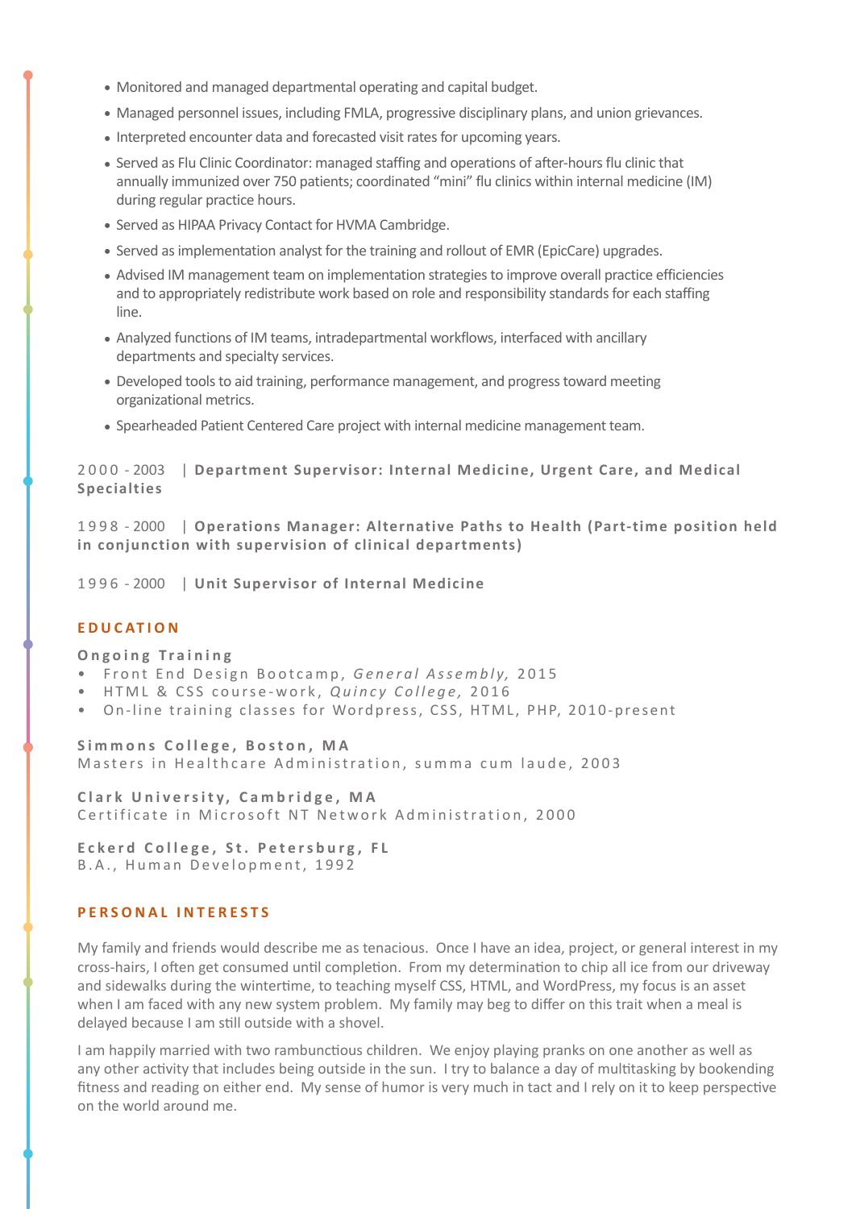- Monitored and managed departmental operating and capital budget.
- Managed personnel issues, including FMLA, progressive disciplinary plans, and union grievances.
- Interpreted encounter data and forecasted visit rates for upcoming years.
- Served as Flu Clinic Coordinator: managed staffing and operations of after-hours flu clinic that annually immunized over 750 patients; coordinated "mini" flu clinics within internal medicine (IM) during regular practice hours.
- Served as HIPAA Privacy Contact for HVMA Cambridge.
- Served as implementation analyst for the training and rollout of EMR (EpicCare) upgrades.
- Advised IM management team on implementation strategies to improve overall practice efficiencies and to appropriately redistribute work based on role and responsibility standards for each staffing line.
- Analyzed functions of IM teams, intradepartmental workflows, interfaced with ancillary departments and specialty services.
- Developed tools to aid training, performance management, and progress toward meeting organizational metrics.
- Spearheaded Patient Centered Care project with internal medicine management team.

2000 - 2003 | **Department Supervisor: Internal Medicine, Urgent Care, and Medical Specialties**

1998 - 2000 | **Operations Manager: Alternative Paths to Health (Part-time position held in conjunction with supervision of clinical departments)**

1996 - 2000 | **Unit Supervisor of Internal Medicine**

## EDUCATION

**Ongoing Training**
- Front End Design Bootcamp, *General Assembly,* 2015
- HTML & CSS course-work, *Quincy College,* 2016
- On-line training classes for Wordpress, CSS, HTML, PHP, 2010-present

**Simmons College, Boston, MA**
Masters in Healthcare Administration, summa cum laude, 2003

**Clark University, Cambridge, MA**
Certificate in Microsoft NT Network Administration, 2000

**Eckerd College, St. Petersburg, FL**
B.A., Human Development, 1992

## PERSONAL INTERESTS

My family and friends would describe me as tenacious. Once I have an idea, project, or general interest in my cross-hairs, I often get consumed until completion. From my determination to chip all ice from our driveway and sidewalks during the wintertime, to teaching myself CSS, HTML, and WordPress, my focus is an asset when I am faced with any new system problem. My family may beg to differ on this trait when a meal is delayed because I am still outside with a shovel.

I am happily married with two rambunctious children. We enjoy playing pranks on one another as well as any other activity that includes being outside in the sun. I try to balance a day of multitasking by bookending fitness and reading on either end. My sense of humor is very much in tact and I rely on it to keep perspective on the world around me.